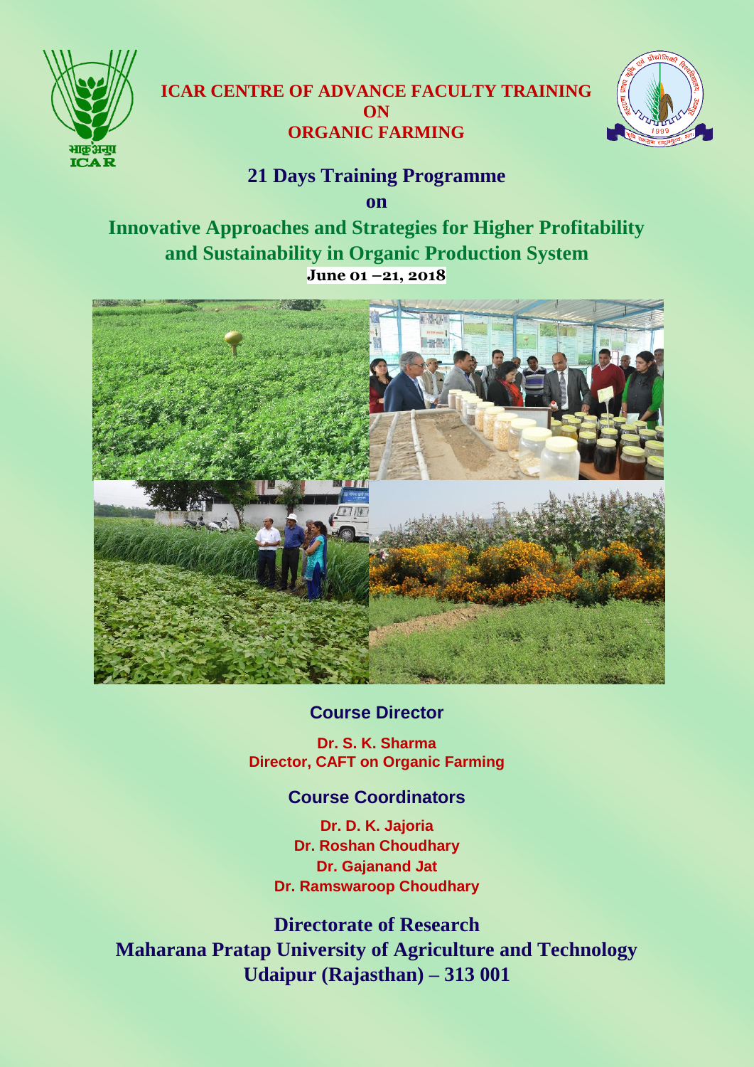# ICAR CENTRE OF ADVANCE FACULTY TRAINING ON ORGANIC FARMING

## 21 Days Training Programme

**on**

## Innovative Approaches and Strategies for Higher Profitability and Sustainability in Organic Production System

**June 01 –21, 2018**

### Course Director

**Dr. S. K. Sharma**
**Director, CAFT on Organic Farming**

### Course Coordinators

**Dr. D. K. Jajoria**
**Dr. Roshan Choudhary**
**Dr. Gajanand Jat**
**Dr. Ramswaroop Choudhary**

**Directorate of Research**
**Maharana Pratap University of Agriculture and Technology**
**Udaipur (Rajasthan) – 313 001**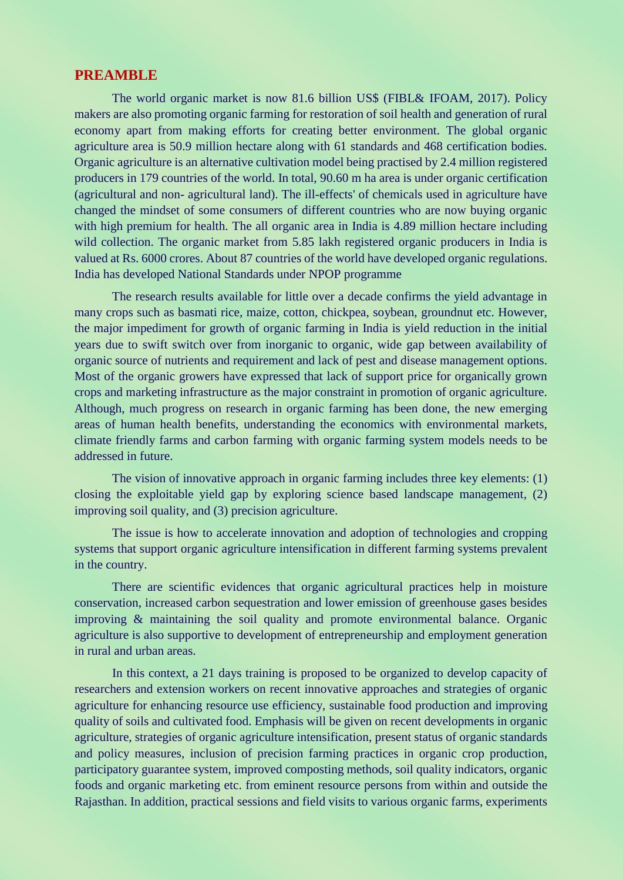## PREAMBLE

The world organic market is now 81.6 billion US$ (FIBL& IFOAM, 2017). Policy makers are also promoting organic farming for restoration of soil health and generation of rural economy apart from making efforts for creating better environment. The global organic agriculture area is 50.9 million hectare along with 61 standards and 468 certification bodies. Organic agriculture is an alternative cultivation model being practised by 2.4 million registered producers in 179 countries of the world. In total, 90.60 m ha area is under organic certification (agricultural and non- agricultural land). The ill-effects' of chemicals used in agriculture have changed the mindset of some consumers of different countries who are now buying organic with high premium for health. The all organic area in India is 4.89 million hectare including wild collection. The organic market from 5.85 lakh registered organic producers in India is valued at Rs. 6000 crores. About 87 countries of the world have developed organic regulations. India has developed National Standards under NPOP programme

The research results available for little over a decade confirms the yield advantage in many crops such as basmati rice, maize, cotton, chickpea, soybean, groundnut etc. However, the major impediment for growth of organic farming in India is yield reduction in the initial years due to swift switch over from inorganic to organic, wide gap between availability of organic source of nutrients and requirement and lack of pest and disease management options. Most of the organic growers have expressed that lack of support price for organically grown crops and marketing infrastructure as the major constraint in promotion of organic agriculture. Although, much progress on research in organic farming has been done, the new emerging areas of human health benefits, understanding the economics with environmental markets, climate friendly farms and carbon farming with organic farming system models needs to be addressed in future.

The vision of innovative approach in organic farming includes three key elements: (1) closing the exploitable yield gap by exploring science based landscape management, (2) improving soil quality, and (3) precision agriculture.

The issue is how to accelerate innovation and adoption of technologies and cropping systems that support organic agriculture intensification in different farming systems prevalent in the country.

There are scientific evidences that organic agricultural practices help in moisture conservation, increased carbon sequestration and lower emission of greenhouse gases besides improving & maintaining the soil quality and promote environmental balance. Organic agriculture is also supportive to development of entrepreneurship and employment generation in rural and urban areas.

In this context, a 21 days training is proposed to be organized to develop capacity of researchers and extension workers on recent innovative approaches and strategies of organic agriculture for enhancing resource use efficiency, sustainable food production and improving quality of soils and cultivated food. Emphasis will be given on recent developments in organic agriculture, strategies of organic agriculture intensification, present status of organic standards and policy measures, inclusion of precision farming practices in organic crop production, participatory guarantee system, improved composting methods, soil quality indicators, organic foods and organic marketing etc. from eminent resource persons from within and outside the Rajasthan. In addition, practical sessions and field visits to various organic farms, experiments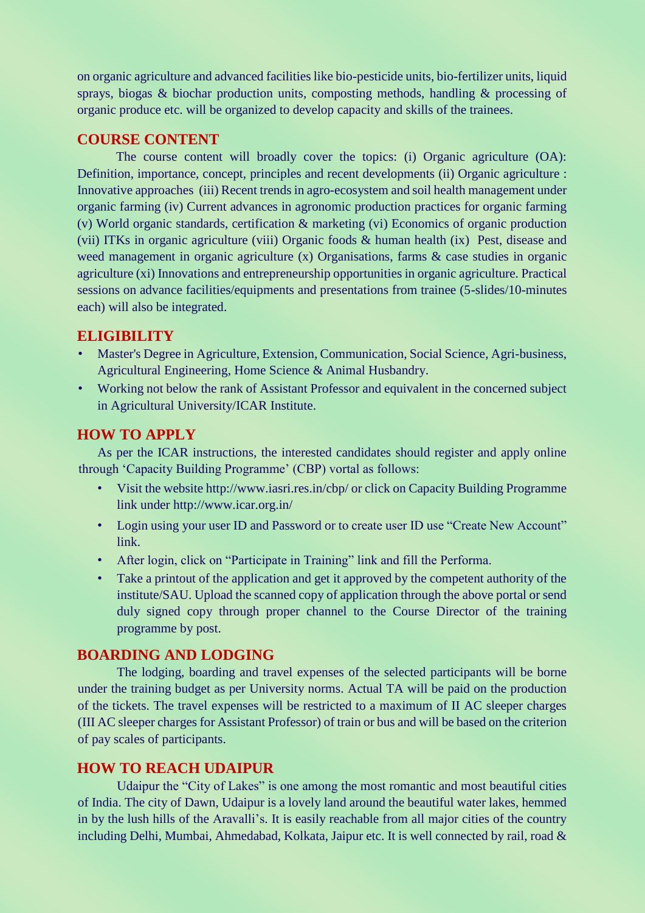on organic agriculture and advanced facilities like bio-pesticide units, bio-fertilizer units, liquid sprays, biogas & biochar production units, composting methods, handling & processing of organic produce etc. will be organized to develop capacity and skills of the trainees.

## COURSE CONTENT

The course content will broadly cover the topics: (i) Organic agriculture (OA): Definition, importance, concept, principles and recent developments (ii) Organic agriculture : Innovative approaches (iii) Recent trends in agro-ecosystem and soil health management under organic farming (iv) Current advances in agronomic production practices for organic farming (v) World organic standards, certification & marketing (vi) Economics of organic production (vii) ITKs in organic agriculture (viii) Organic foods & human health (ix) Pest, disease and weed management in organic agriculture (x) Organisations, farms & case studies in organic agriculture (xi) Innovations and entrepreneurship opportunities in organic agriculture. Practical sessions on advance facilities/equipments and presentations from trainee (5-slides/10-minutes each) will also be integrated.

## ELIGIBILITY

- Master's Degree in Agriculture, Extension, Communication, Social Science, Agri-business, Agricultural Engineering, Home Science & Animal Husbandry.
- Working not below the rank of Assistant Professor and equivalent in the concerned subject in Agricultural University/ICAR Institute.

## HOW TO APPLY

As per the ICAR instructions, the interested candidates should register and apply online through 'Capacity Building Programme' (CBP) vortal as follows:

- Visit the website http://www.iasri.res.in/cbp/ or click on Capacity Building Programme link under http://www.icar.org.in/
- Login using your user ID and Password or to create user ID use "Create New Account" link.
- After login, click on "Participate in Training" link and fill the Performa.
- Take a printout of the application and get it approved by the competent authority of the institute/SAU. Upload the scanned copy of application through the above portal or send duly signed copy through proper channel to the Course Director of the training programme by post.

## BOARDING AND LODGING

The lodging, boarding and travel expenses of the selected participants will be borne under the training budget as per University norms. Actual TA will be paid on the production of the tickets. The travel expenses will be restricted to a maximum of II AC sleeper charges (III AC sleeper charges for Assistant Professor) of train or bus and will be based on the criterion of pay scales of participants.

## HOW TO REACH UDAIPUR

Udaipur the "City of Lakes" is one among the most romantic and most beautiful cities of India. The city of Dawn, Udaipur is a lovely land around the beautiful water lakes, hemmed in by the lush hills of the Aravalli's. It is easily reachable from all major cities of the country including Delhi, Mumbai, Ahmedabad, Kolkata, Jaipur etc. It is well connected by rail, road &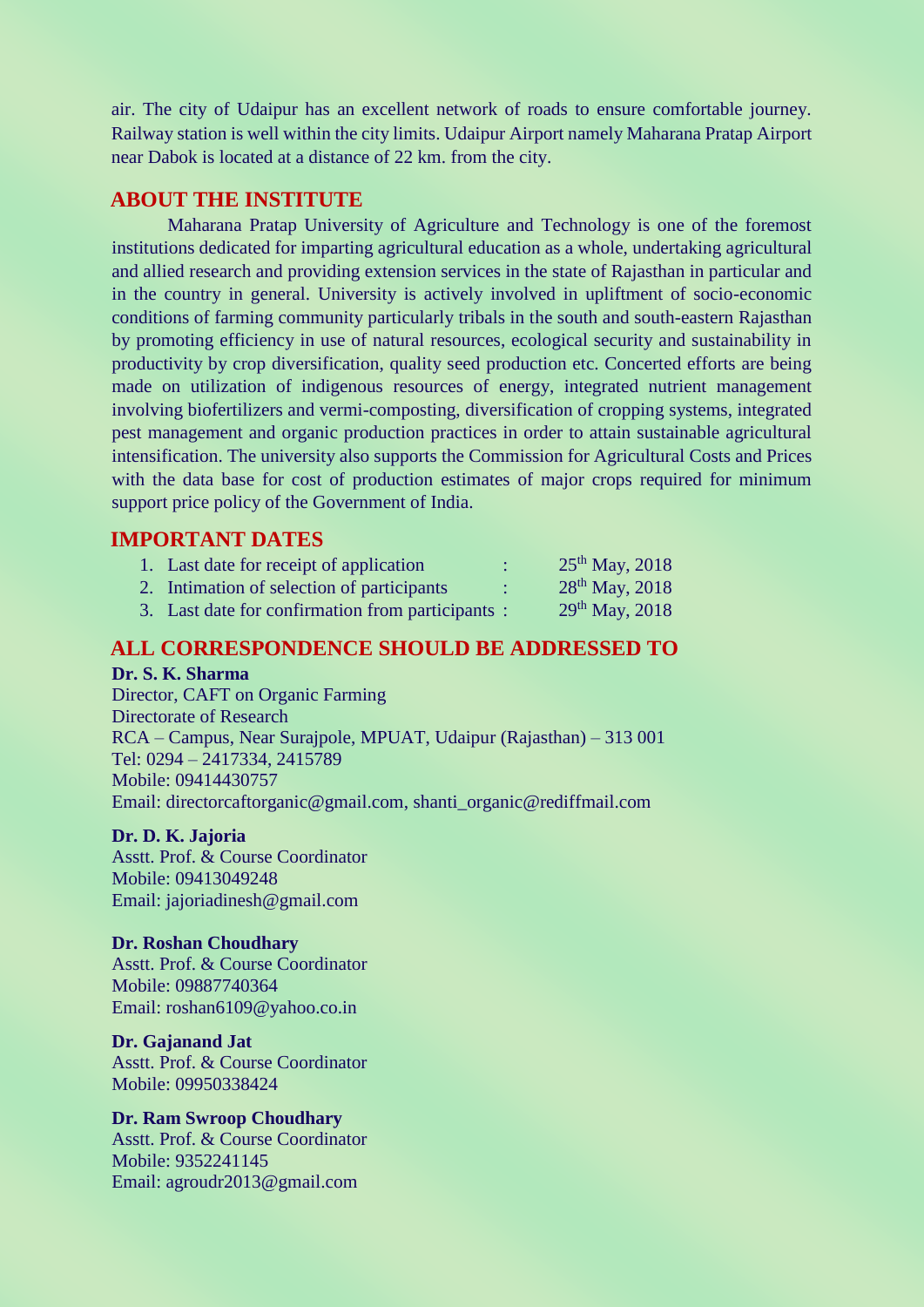air. The city of Udaipur has an excellent network of roads to ensure comfortable journey. Railway station is well within the city limits. Udaipur Airport namely Maharana Pratap Airport near Dabok is located at a distance of 22 km. from the city.

## ABOUT THE INSTITUTE

Maharana Pratap University of Agriculture and Technology is one of the foremost institutions dedicated for imparting agricultural education as a whole, undertaking agricultural and allied research and providing extension services in the state of Rajasthan in particular and in the country in general. University is actively involved in upliftment of socio-economic conditions of farming community particularly tribals in the south and south-eastern Rajasthan by promoting efficiency in use of natural resources, ecological security and sustainability in productivity by crop diversification, quality seed production etc. Concerted efforts are being made on utilization of indigenous resources of energy, integrated nutrient management involving biofertilizers and vermi-composting, diversification of cropping systems, integrated pest management and organic production practices in order to attain sustainable agricultural intensification. The university also supports the Commission for Agricultural Costs and Prices with the data base for cost of production estimates of major crops required for minimum support price policy of the Government of India.

## IMPORTANT DATES

1. Last date for receipt of application : 25th May, 2018
2. Intimation of selection of participants : 28th May, 2018
3. Last date for confirmation from participants : 29th May, 2018

## ALL CORRESPONDENCE SHOULD BE ADDRESSED TO

**Dr. S. K. Sharma**
Director, CAFT on Organic Farming
Directorate of Research
RCA – Campus, Near Surajpole, MPUAT, Udaipur (Rajasthan) – 313 001
Tel: 0294 – 2417334, 2415789
Mobile: 09414430757
Email: directorcaftorganic@gmail.com, shanti_organic@rediffmail.com

**Dr. D. K. Jajoria**
Asstt. Prof. & Course Coordinator
Mobile: 09413049248
Email: jajoriadinesh@gmail.com

**Dr. Roshan Choudhary**
Asstt. Prof. & Course Coordinator
Mobile: 09887740364
Email: roshan6109@yahoo.co.in

**Dr. Gajanand Jat**
Asstt. Prof. & Course Coordinator
Mobile: 09950338424

**Dr. Ram Swroop Choudhary**
Asstt. Prof. & Course Coordinator
Mobile: 9352241145
Email: agroudr2013@gmail.com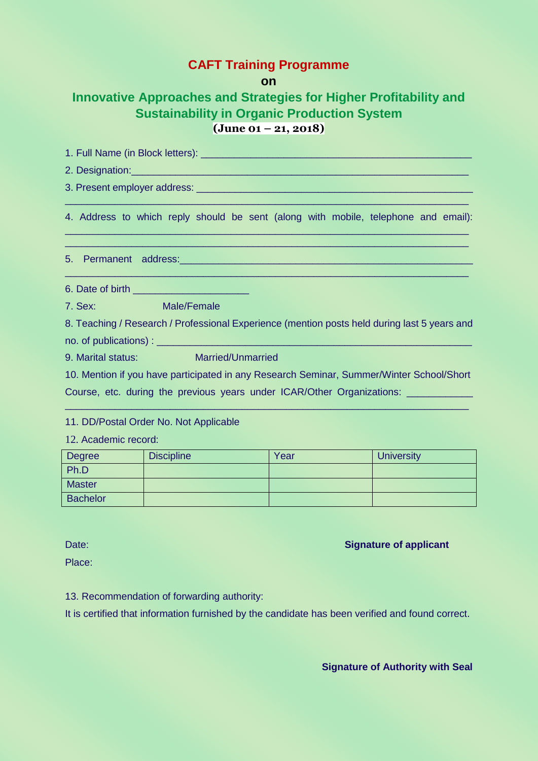# CAFT Training Programme

**on**

## Innovative Approaches and Strategies for Higher Profitability and Sustainability in Organic Production System

**(June 01 – 21, 2018)**

1. Full Name (in Block letters): ______________________________________________

2. Designation:___________________________________________________________

3. Present employer address: _______________________________________________
_______________________________________________________________________

4. Address to which reply should be sent (along with mobile, telephone and email):
_______________________________________________________________________
_______________________________________________________________________

5. Permanent address:_____________________________________________________
_______________________________________________________________________

6. Date of birth ____________________

7. Sex: Male/Female

8. Teaching / Research / Professional Experience (mention posts held during last 5 years and no. of publications) : ____________________________________________________

9. Marital status: Married/Unmarried

10. Mention if you have participated in any Research Seminar, Summer/Winter School/Short Course, etc. during the previous years under ICAR/Other Organizations: ___________
_______________________________________________________________________

11. DD/Postal Order No. Not Applicable

12. Academic record:

| Degree | Discipline | Year | University |
|---|---|---|---|
| Ph.D | | | |
| Master | | | |
| Bachelor | | | |

Date: **Signature of applicant**

Place:

13. Recommendation of forwarding authority:

It is certified that information furnished by the candidate has been verified and found correct.

**Signature of Authority with Seal**